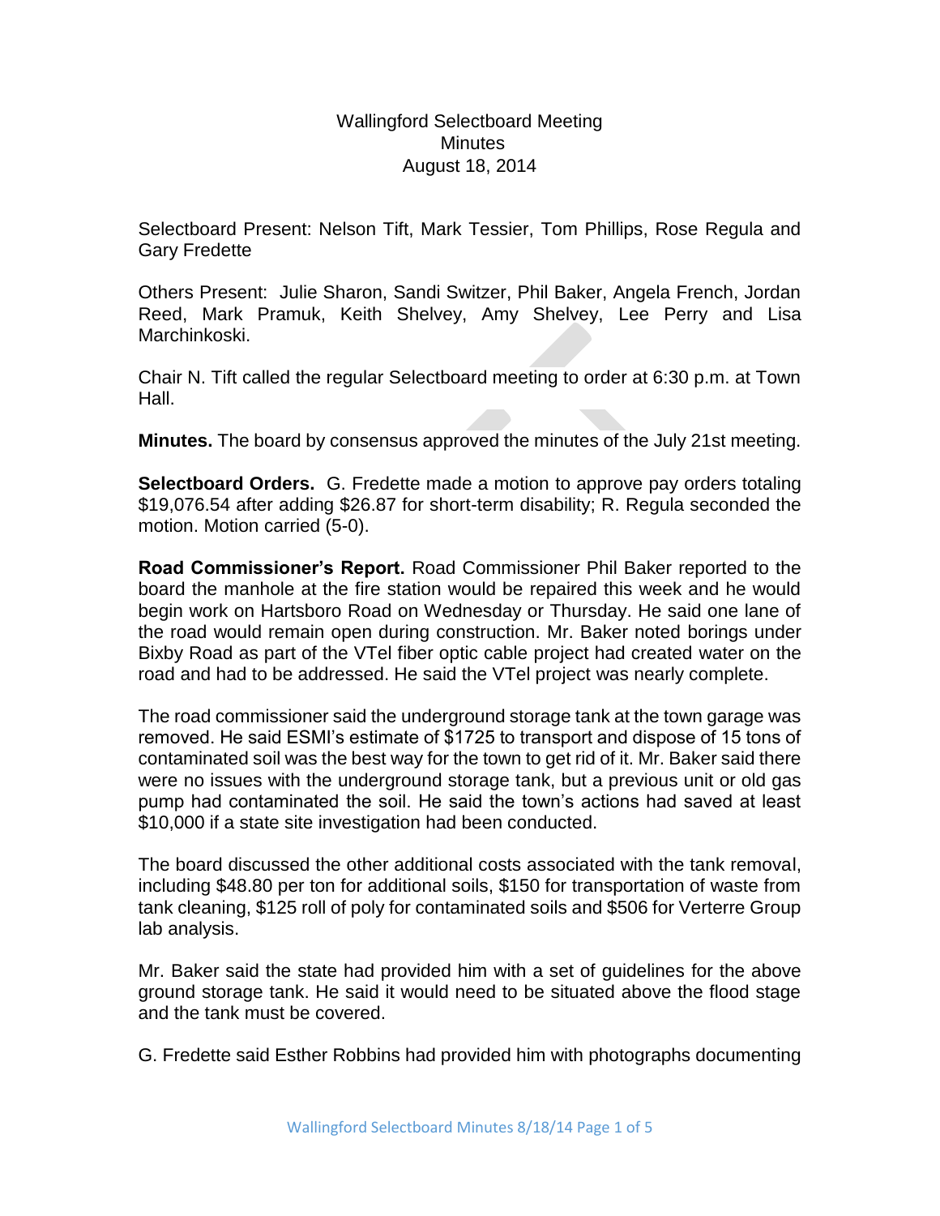Wallingford Selectboard Meeting
Minutes
August 18, 2014

Selectboard Present: Nelson Tift, Mark Tessier, Tom Phillips, Rose Regula and Gary Fredette

Others Present: Julie Sharon, Sandi Switzer, Phil Baker, Angela French, Jordan Reed, Mark Pramuk, Keith Shelvey, Amy Shelvey, Lee Perry and Lisa Marchinkoski.

Chair N. Tift called the regular Selectboard meeting to order at 6:30 p.m. at Town Hall.

**Minutes.** The board by consensus approved the minutes of the July 21st meeting.

**Selectboard Orders.** G. Fredette made a motion to approve pay orders totaling $19,076.54 after adding $26.87 for short-term disability; R. Regula seconded the motion. Motion carried (5-0).

**Road Commissioner's Report.** Road Commissioner Phil Baker reported to the board the manhole at the fire station would be repaired this week and he would begin work on Hartsboro Road on Wednesday or Thursday. He said one lane of the road would remain open during construction. Mr. Baker noted borings under Bixby Road as part of the VTel fiber optic cable project had created water on the road and had to be addressed. He said the VTel project was nearly complete.

The road commissioner said the underground storage tank at the town garage was removed. He said ESMI's estimate of $1725 to transport and dispose of 15 tons of contaminated soil was the best way for the town to get rid of it. Mr. Baker said there were no issues with the underground storage tank, but a previous unit or old gas pump had contaminated the soil. He said the town's actions had saved at least $10,000 if a state site investigation had been conducted.

The board discussed the other additional costs associated with the tank removal, including $48.80 per ton for additional soils, $150 for transportation of waste from tank cleaning, $125 roll of poly for contaminated soils and $506 for Verterre Group lab analysis.

Mr. Baker said the state had provided him with a set of guidelines for the above ground storage tank. He said it would need to be situated above the flood stage and the tank must be covered.

G. Fredette said Esther Robbins had provided him with photographs documenting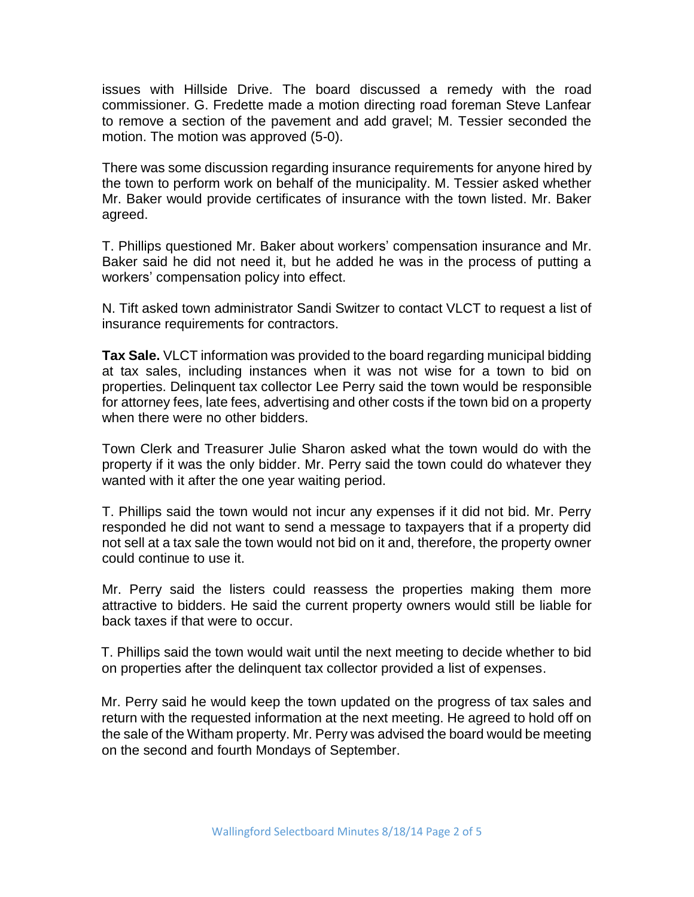issues with Hillside Drive. The board discussed a remedy with the road commissioner. G. Fredette made a motion directing road foreman Steve Lanfear to remove a section of the pavement and add gravel; M. Tessier seconded the motion. The motion was approved (5-0).

There was some discussion regarding insurance requirements for anyone hired by the town to perform work on behalf of the municipality. M. Tessier asked whether Mr. Baker would provide certificates of insurance with the town listed. Mr. Baker agreed.

T. Phillips questioned Mr. Baker about workers' compensation insurance and Mr. Baker said he did not need it, but he added he was in the process of putting a workers' compensation policy into effect.

N. Tift asked town administrator Sandi Switzer to contact VLCT to request a list of insurance requirements for contractors.

**Tax Sale.** VLCT information was provided to the board regarding municipal bidding at tax sales, including instances when it was not wise for a town to bid on properties. Delinquent tax collector Lee Perry said the town would be responsible for attorney fees, late fees, advertising and other costs if the town bid on a property when there were no other bidders.

Town Clerk and Treasurer Julie Sharon asked what the town would do with the property if it was the only bidder. Mr. Perry said the town could do whatever they wanted with it after the one year waiting period.

T. Phillips said the town would not incur any expenses if it did not bid. Mr. Perry responded he did not want to send a message to taxpayers that if a property did not sell at a tax sale the town would not bid on it and, therefore, the property owner could continue to use it.

Mr. Perry said the listers could reassess the properties making them more attractive to bidders. He said the current property owners would still be liable for back taxes if that were to occur.

T. Phillips said the town would wait until the next meeting to decide whether to bid on properties after the delinquent tax collector provided a list of expenses.

Mr. Perry said he would keep the town updated on the progress of tax sales and return with the requested information at the next meeting. He agreed to hold off on the sale of the Witham property. Mr. Perry was advised the board would be meeting on the second and fourth Mondays of September.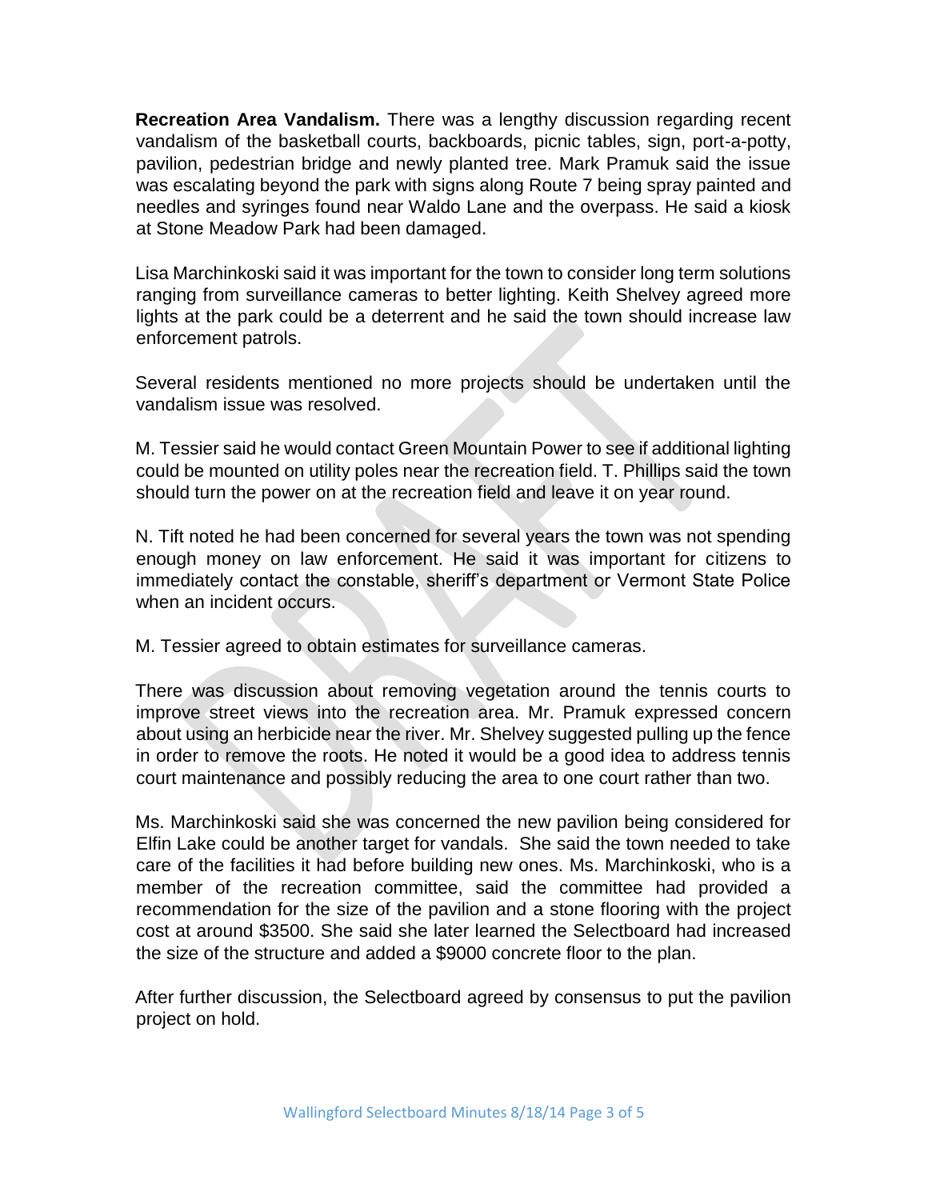**Recreation Area Vandalism.** There was a lengthy discussion regarding recent vandalism of the basketball courts, backboards, picnic tables, sign, port-a-potty, pavilion, pedestrian bridge and newly planted tree. Mark Pramuk said the issue was escalating beyond the park with signs along Route 7 being spray painted and needles and syringes found near Waldo Lane and the overpass. He said a kiosk at Stone Meadow Park had been damaged.

Lisa Marchinkoski said it was important for the town to consider long term solutions ranging from surveillance cameras to better lighting. Keith Shelvey agreed more lights at the park could be a deterrent and he said the town should increase law enforcement patrols.

Several residents mentioned no more projects should be undertaken until the vandalism issue was resolved.

M. Tessier said he would contact Green Mountain Power to see if additional lighting could be mounted on utility poles near the recreation field. T. Phillips said the town should turn the power on at the recreation field and leave it on year round.

N. Tift noted he had been concerned for several years the town was not spending enough money on law enforcement. He said it was important for citizens to immediately contact the constable, sheriff's department or Vermont State Police when an incident occurs.

M. Tessier agreed to obtain estimates for surveillance cameras.

There was discussion about removing vegetation around the tennis courts to improve street views into the recreation area. Mr. Pramuk expressed concern about using an herbicide near the river. Mr. Shelvey suggested pulling up the fence in order to remove the roots. He noted it would be a good idea to address tennis court maintenance and possibly reducing the area to one court rather than two.

Ms. Marchinkoski said she was concerned the new pavilion being considered for Elfin Lake could be another target for vandals. She said the town needed to take care of the facilities it had before building new ones. Ms. Marchinkoski, who is a member of the recreation committee, said the committee had provided a recommendation for the size of the pavilion and a stone flooring with the project cost at around $3500. She said she later learned the Selectboard had increased the size of the structure and added a $9000 concrete floor to the plan.

After further discussion, the Selectboard agreed by consensus to put the pavilion project on hold.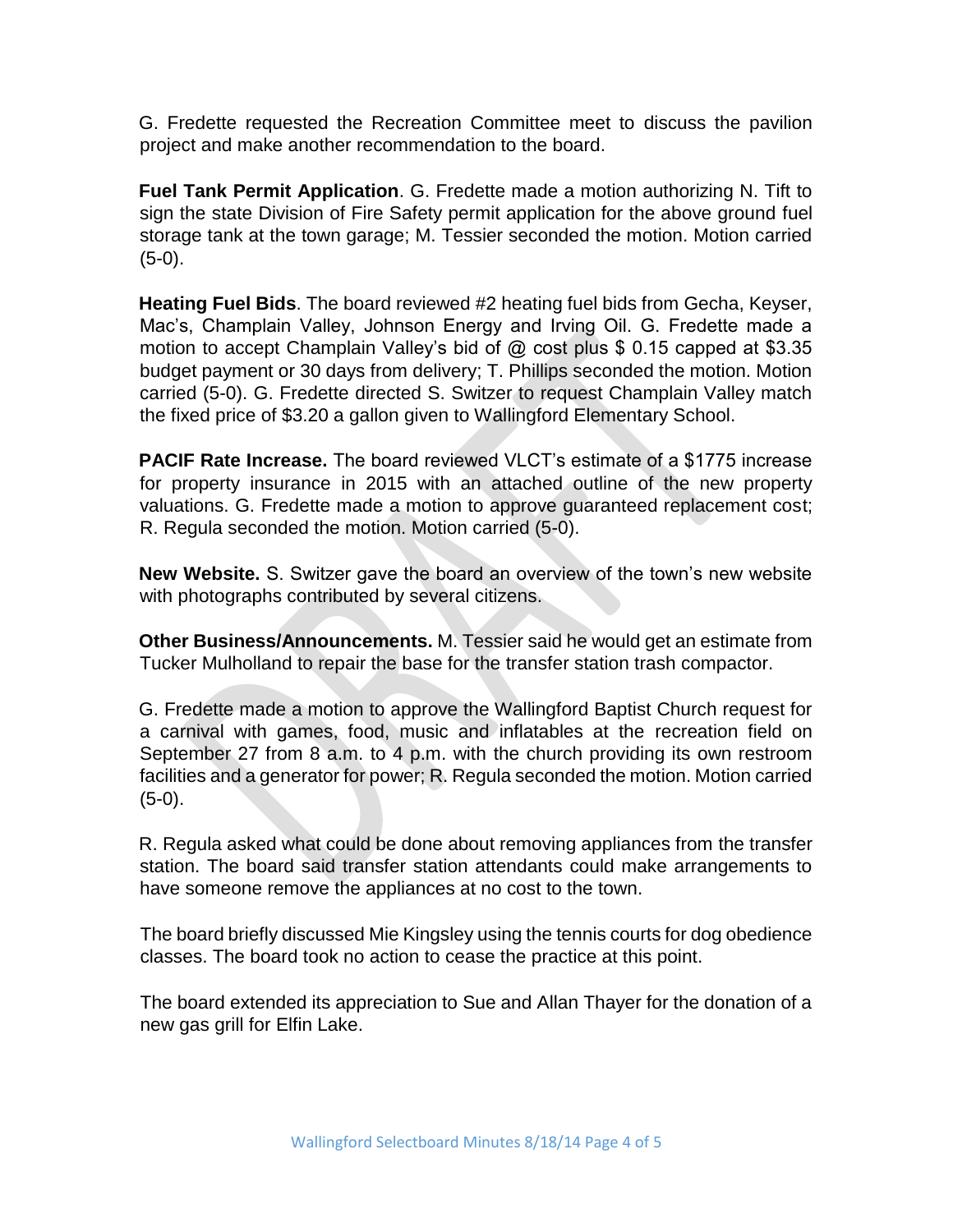G. Fredette requested the Recreation Committee meet to discuss the pavilion project and make another recommendation to the board.

**Fuel Tank Permit Application**. G. Fredette made a motion authorizing N. Tift to sign the state Division of Fire Safety permit application for the above ground fuel storage tank at the town garage; M. Tessier seconded the motion. Motion carried (5-0).

**Heating Fuel Bids**. The board reviewed #2 heating fuel bids from Gecha, Keyser, Mac's, Champlain Valley, Johnson Energy and Irving Oil. G. Fredette made a motion to accept Champlain Valley's bid of @ cost plus $ 0.15 capped at $3.35 budget payment or 30 days from delivery; T. Phillips seconded the motion. Motion carried (5-0). G. Fredette directed S. Switzer to request Champlain Valley match the fixed price of $3.20 a gallon given to Wallingford Elementary School.

**PACIF Rate Increase.** The board reviewed VLCT's estimate of a $1775 increase for property insurance in 2015 with an attached outline of the new property valuations. G. Fredette made a motion to approve guaranteed replacement cost; R. Regula seconded the motion. Motion carried (5-0).

**New Website.** S. Switzer gave the board an overview of the town's new website with photographs contributed by several citizens.

**Other Business/Announcements.** M. Tessier said he would get an estimate from Tucker Mulholland to repair the base for the transfer station trash compactor.

G. Fredette made a motion to approve the Wallingford Baptist Church request for a carnival with games, food, music and inflatables at the recreation field on September 27 from 8 a.m. to 4 p.m. with the church providing its own restroom facilities and a generator for power; R. Regula seconded the motion. Motion carried (5-0).

R. Regula asked what could be done about removing appliances from the transfer station. The board said transfer station attendants could make arrangements to have someone remove the appliances at no cost to the town.

The board briefly discussed Mie Kingsley using the tennis courts for dog obedience classes. The board took no action to cease the practice at this point.

The board extended its appreciation to Sue and Allan Thayer for the donation of a new gas grill for Elfin Lake.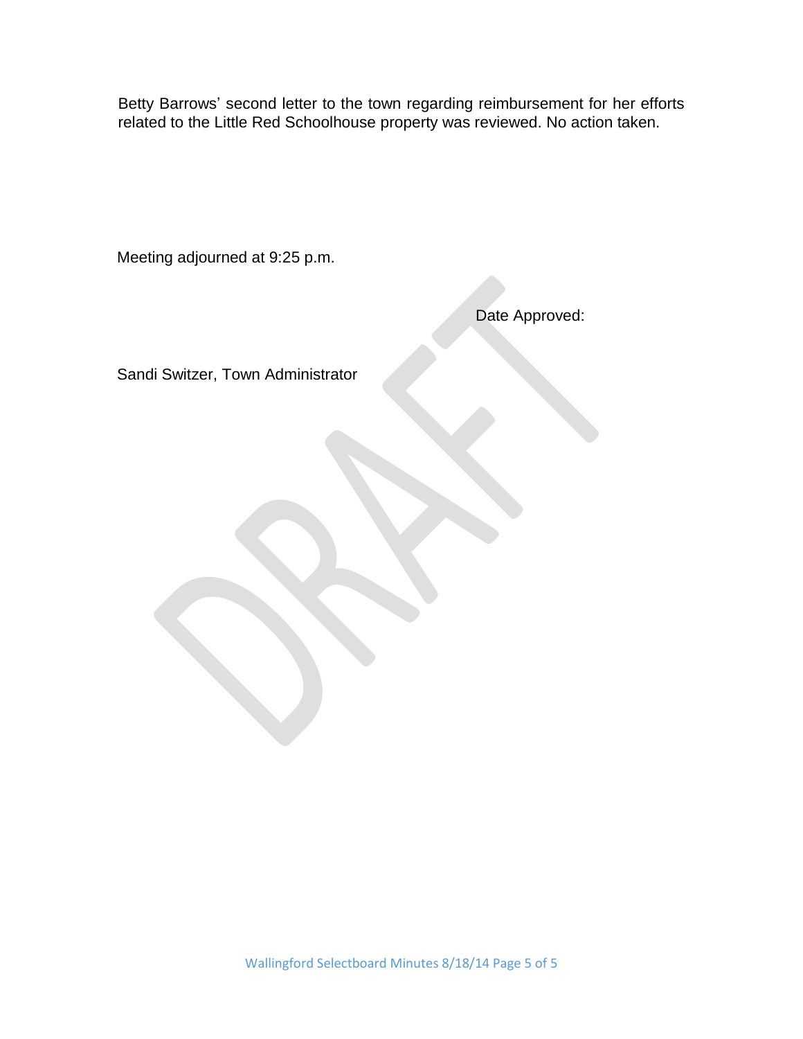Betty Barrows' second letter to the town regarding reimbursement for her efforts related to the Little Red Schoolhouse property was reviewed. No action taken.

Meeting adjourned at 9:25 p.m.

Date Approved:

Sandi Switzer, Town Administrator